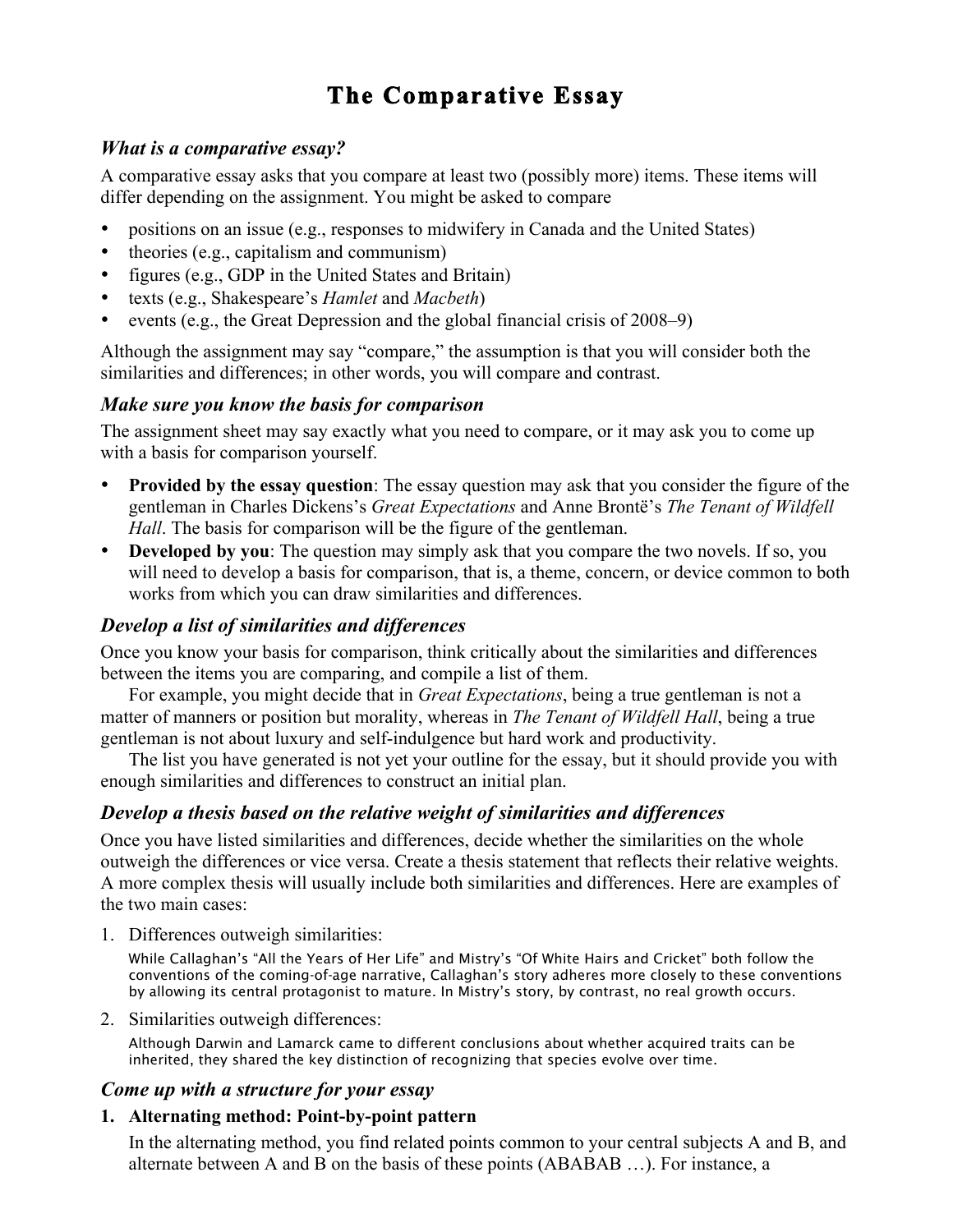# The Comparative Essay

### *What is a comparative essay?*

A comparative essay asks that you compare at least two (possibly more) items. These items will differ depending on the assignment. You might be asked to compare

- positions on an issue (e.g., responses to midwifery in Canada and the United States)
- theories (e.g., capitalism and communism)
- figures (e.g., GDP in the United States and Britain)
- texts (e.g., Shakespeare's *Hamlet* and *Macbeth*)
- events (e.g., the Great Depression and the global financial crisis of 2008–9)

Although the assignment may say "compare," the assumption is that you will consider both the similarities and differences; in other words, you will compare and contrast.

### *Make sure you know the basis for comparison*

The assignment sheet may say exactly what you need to compare, or it may ask you to come up with a basis for comparison yourself.

- **Provided by the essay question**: The essay question may ask that you consider the figure of the gentleman in Charles Dickens's *Great Expectations* and Anne Brontë's *The Tenant of Wildfell Hall*. The basis for comparison will be the figure of the gentleman.
- **Developed by you**: The question may simply ask that you compare the two novels. If so, you will need to develop a basis for comparison, that is, a theme, concern, or device common to both works from which you can draw similarities and differences.

### *Develop a list of similarities and differences*

Once you know your basis for comparison, think critically about the similarities and differences between the items you are comparing, and compile a list of them.

For example, you might decide that in *Great Expectations*, being a true gentleman is not a matter of manners or position but morality, whereas in *The Tenant of Wildfell Hall*, being a true gentleman is not about luxury and self-indulgence but hard work and productivity.

The list you have generated is not yet your outline for the essay, but it should provide you with enough similarities and differences to construct an initial plan.

### *Develop a thesis based on the relative weight of similarities and differences*

Once you have listed similarities and differences, decide whether the similarities on the whole outweigh the differences or vice versa. Create a thesis statement that reflects their relative weights. A more complex thesis will usually include both similarities and differences. Here are examples of the two main cases:

1. Differences outweigh similarities:

   While Callaghan's "All the Years of Her Life" and Mistry's "Of White Hairs and Cricket" both follow the conventions of the coming-of-age narrative, Callaghan's story adheres more closely to these conventions by allowing its central protagonist to mature. In Mistry's story, by contrast, no real growth occurs.

2. Similarities outweigh differences:

   Although Darwin and Lamarck came to different conclusions about whether acquired traits can be inherited, they shared the key distinction of recognizing that species evolve over time.

### *Come up with a structure for your essay*

1. **Alternating method: Point-by-point pattern**

   In the alternating method, you find related points common to your central subjects A and B, and alternate between A and B on the basis of these points (ABABAB …). For instance, a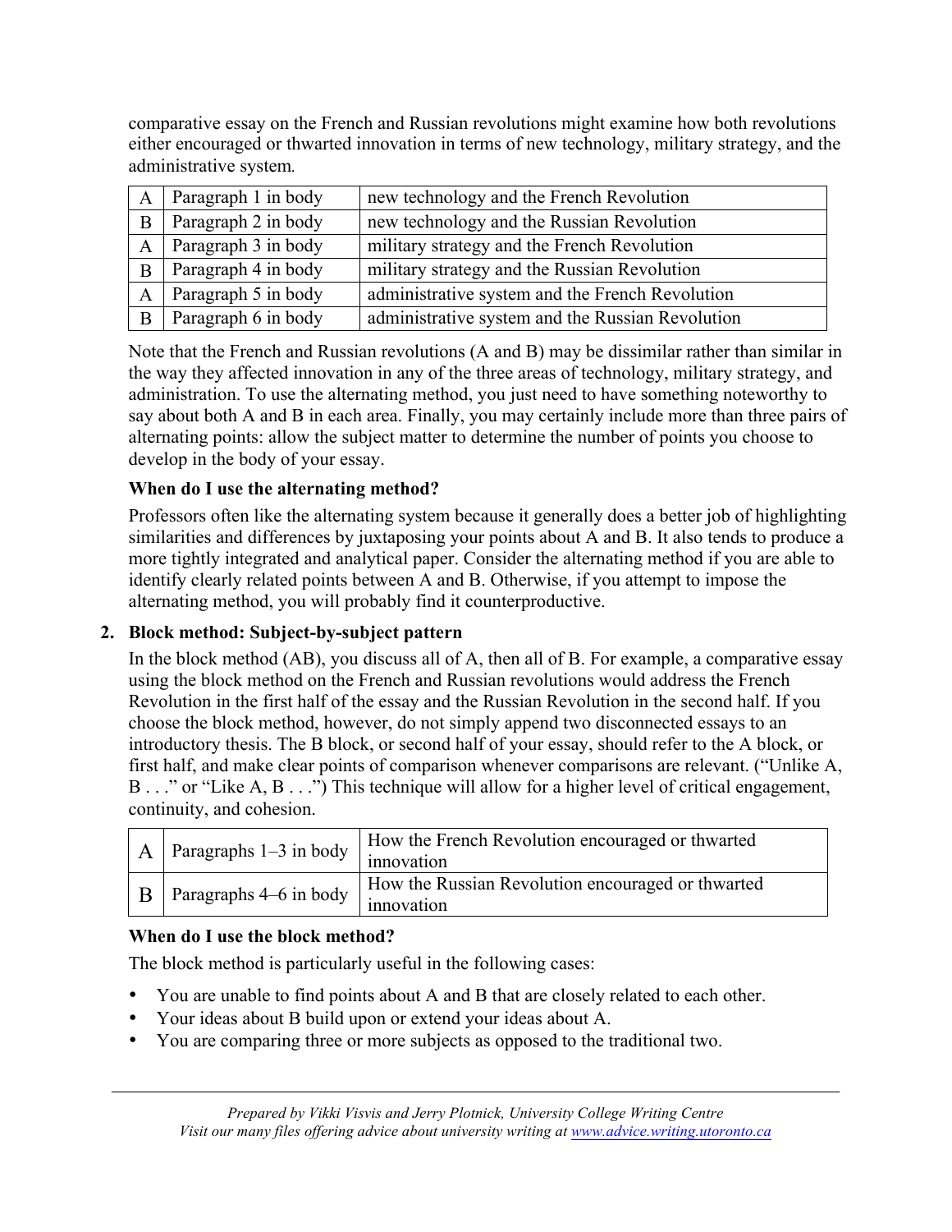comparative essay on the French and Russian revolutions might examine how both revolutions either encouraged or thwarted innovation in terms of new technology, military strategy, and the administrative system.

| | | |
|---|---|---|
| A | Paragraph 1 in body | new technology and the French Revolution |
| B | Paragraph 2 in body | new technology and the Russian Revolution |
| A | Paragraph 3 in body | military strategy and the French Revolution |
| B | Paragraph 4 in body | military strategy and the Russian Revolution |
| A | Paragraph 5 in body | administrative system and the French Revolution |
| B | Paragraph 6 in body | administrative system and the Russian Revolution |

Note that the French and Russian revolutions (A and B) may be dissimilar rather than similar in the way they affected innovation in any of the three areas of technology, military strategy, and administration. To use the alternating method, you just need to have something noteworthy to say about both A and B in each area. Finally, you may certainly include more than three pairs of alternating points: allow the subject matter to determine the number of points you choose to develop in the body of your essay.

**When do I use the alternating method?**

Professors often like the alternating system because it generally does a better job of highlighting similarities and differences by juxtaposing your points about A and B. It also tends to produce a more tightly integrated and analytical paper. Consider the alternating method if you are able to identify clearly related points between A and B. Otherwise, if you attempt to impose the alternating method, you will probably find it counterproductive.

2. **Block method: Subject-by-subject pattern**

In the block method (AB), you discuss all of A, then all of B. For example, a comparative essay using the block method on the French and Russian revolutions would address the French Revolution in the first half of the essay and the Russian Revolution in the second half. If you choose the block method, however, do not simply append two disconnected essays to an introductory thesis. The B block, or second half of your essay, should refer to the A block, or first half, and make clear points of comparison whenever comparisons are relevant. ("Unlike A, B . . ." or "Like A, B . . .") This technique will allow for a higher level of critical engagement, continuity, and cohesion.

| | | |
|---|---|---|
| A | Paragraphs 1–3 in body | How the French Revolution encouraged or thwarted innovation |
| B | Paragraphs 4–6 in body | How the Russian Revolution encouraged or thwarted innovation |

**When do I use the block method?**

The block method is particularly useful in the following cases:

- You are unable to find points about A and B that are closely related to each other.
- Your ideas about B build upon or extend your ideas about A.
- You are comparing three or more subjects as opposed to the traditional two.

*Prepared by Vikki Visvis and Jerry Plotnick, University College Writing Centre*
*Visit our many files offering advice about university writing at [www.advice.writing.utoronto.ca](http://www.advice.writing.utoronto.ca)*